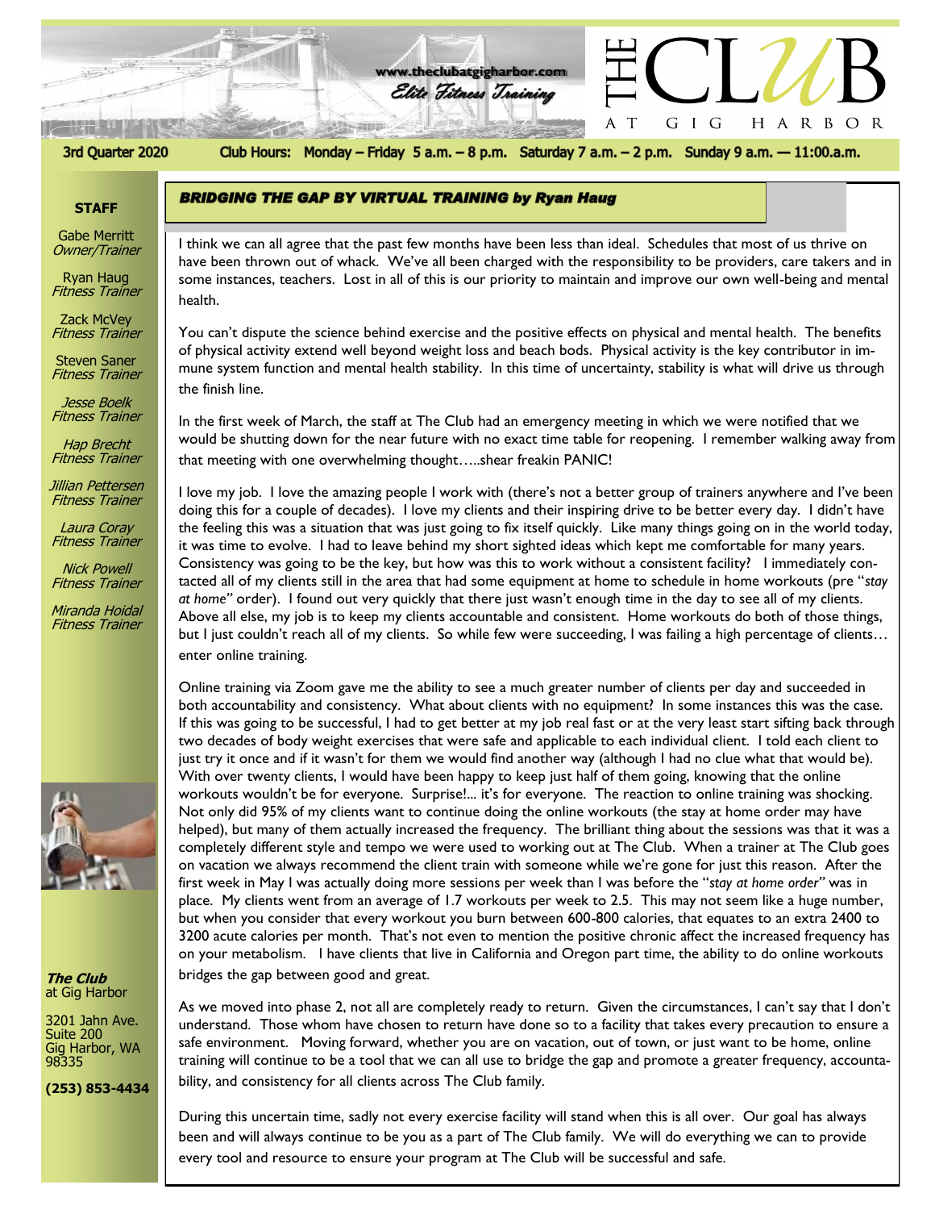# THE CLUB AT GIG HARBOR

www.theclubatgigharbor.com

*Elite Fitness Training*

**3rd Quarter 2020** Club Hours: Monday – Friday 5 a.m. – 8 p.m. Saturday 7 a.m. – 2 p.m. Sunday 9 a.m. — 11:00.a.m.

**STAFF**

Gabe Merritt
*Owner/Trainer*

Ryan Haug
*Fitness Trainer*

Zack McVey
*Fitness Trainer*

Steven Saner
*Fitness Trainer*

*Jesse Boelk*
*Fitness Trainer*

*Hap Brecht*
*Fitness Trainer*

*Jillian Pettersen*
*Fitness Trainer*

*Laura Coray*
*Fitness Trainer*

*Nick Powell*
*Fitness Trainer*

*Miranda Hoidal*
*Fitness Trainer*

***The Club*** at Gig Harbor

3201 Jahn Ave.
Suite 200
Gig Harbor, WA
98335

**(253) 853-4434**

## *BRIDGING THE GAP BY VIRTUAL TRAINING by Ryan Haug*

I think we can all agree that the past few months have been less than ideal. Schedules that most of us thrive on have been thrown out of whack. We've all been charged with the responsibility to be providers, care takers and in some instances, teachers. Lost in all of this is our priority to maintain and improve our own well-being and mental health.

You can't dispute the science behind exercise and the positive effects on physical and mental health. The benefits of physical activity extend well beyond weight loss and beach bods. Physical activity is the key contributor in immune system function and mental health stability. In this time of uncertainty, stability is what will drive us through the finish line.

In the first week of March, the staff at The Club had an emergency meeting in which we were notified that we would be shutting down for the near future with no exact time table for reopening. I remember walking away from that meeting with one overwhelming thought…..shear freakin PANIC!

I love my job. I love the amazing people I work with (there's not a better group of trainers anywhere and I've been doing this for a couple of decades). I love my clients and their inspiring drive to be better every day. I didn't have the feeling this was a situation that was just going to fix itself quickly. Like many things going on in the world today, it was time to evolve. I had to leave behind my short sighted ideas which kept me comfortable for many years. Consistency was going to be the key, but how was this to work without a consistent facility? I immediately contacted all of my clients still in the area that had some equipment at home to schedule in home workouts (pre "*stay at home"* order). I found out very quickly that there just wasn't enough time in the day to see all of my clients. Above all else, my job is to keep my clients accountable and consistent. Home workouts do both of those things, but I just couldn't reach all of my clients. So while few were succeeding, I was failing a high percentage of clients… enter online training.

Online training via Zoom gave me the ability to see a much greater number of clients per day and succeeded in both accountability and consistency. What about clients with no equipment? In some instances this was the case. If this was going to be successful, I had to get better at my job real fast or at the very least start sifting back through two decades of body weight exercises that were safe and applicable to each individual client. I told each client to just try it once and if it wasn't for them we would find another way (although I had no clue what that would be). With over twenty clients, I would have been happy to keep just half of them going, knowing that the online workouts wouldn't be for everyone. Surprise!... it's for everyone. The reaction to online training was shocking. Not only did 95% of my clients want to continue doing the online workouts (the stay at home order may have helped), but many of them actually increased the frequency. The brilliant thing about the sessions was that it was a completely different style and tempo we were used to working out at The Club. When a trainer at The Club goes on vacation we always recommend the client train with someone while we're gone for just this reason. After the first week in May I was actually doing more sessions per week than I was before the "*stay at home order"* was in place. My clients went from an average of 1.7 workouts per week to 2.5. This may not seem like a huge number, but when you consider that every workout you burn between 600-800 calories, that equates to an extra 2400 to 3200 acute calories per month. That's not even to mention the positive chronic affect the increased frequency has on your metabolism. I have clients that live in California and Oregon part time, the ability to do online workouts bridges the gap between good and great.

As we moved into phase 2, not all are completely ready to return. Given the circumstances, I can't say that I don't understand. Those whom have chosen to return have done so to a facility that takes every precaution to ensure a safe environment. Moving forward, whether you are on vacation, out of town, or just want to be home, online training will continue to be a tool that we can all use to bridge the gap and promote a greater frequency, accountability, and consistency for all clients across The Club family.

During this uncertain time, sadly not every exercise facility will stand when this is all over. Our goal has always been and will always continue to be you as a part of The Club family. We will do everything we can to provide every tool and resource to ensure your program at The Club will be successful and safe.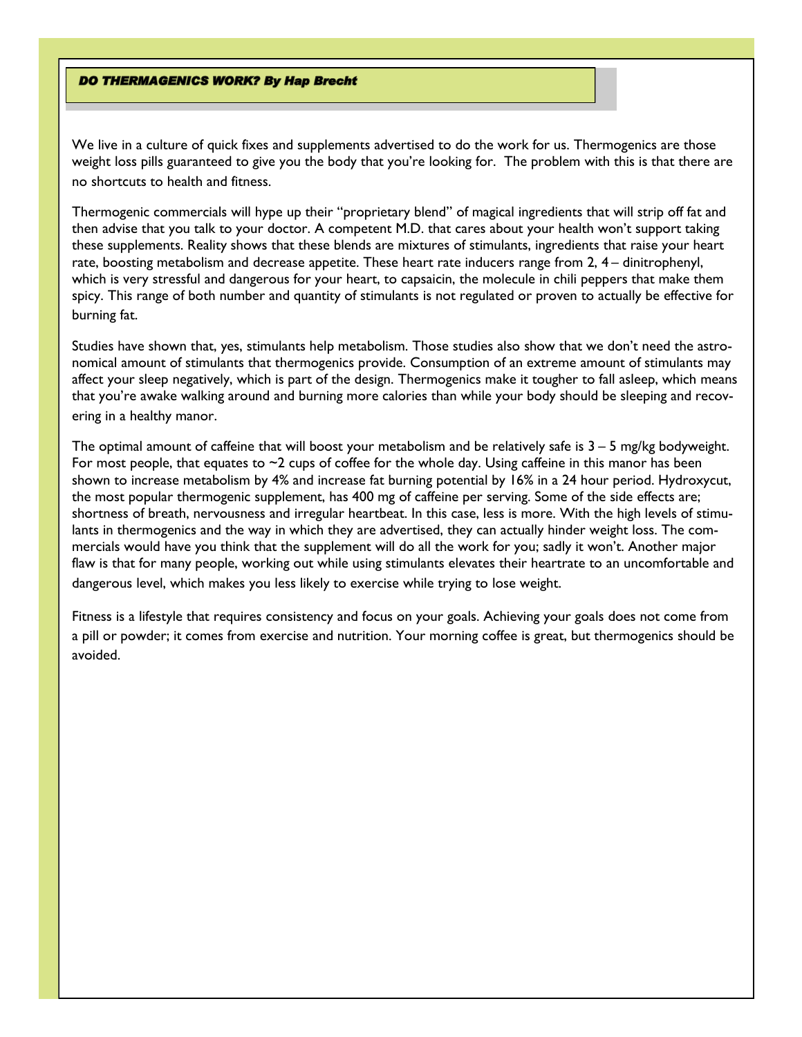## ***DO THERMAGENICS WORK? By Hap Brecht***

We live in a culture of quick fixes and supplements advertised to do the work for us. Thermogenics are those weight loss pills guaranteed to give you the body that you're looking for. The problem with this is that there are no shortcuts to health and fitness.

Thermogenic commercials will hype up their "proprietary blend" of magical ingredients that will strip off fat and then advise that you talk to your doctor. A competent M.D. that cares about your health won't support taking these supplements. Reality shows that these blends are mixtures of stimulants, ingredients that raise your heart rate, boosting metabolism and decrease appetite. These heart rate inducers range from 2, 4 – dinitrophenyl, which is very stressful and dangerous for your heart, to capsaicin, the molecule in chili peppers that make them spicy. This range of both number and quantity of stimulants is not regulated or proven to actually be effective for burning fat.

Studies have shown that, yes, stimulants help metabolism. Those studies also show that we don't need the astronomical amount of stimulants that thermogenics provide. Consumption of an extreme amount of stimulants may affect your sleep negatively, which is part of the design. Thermogenics make it tougher to fall asleep, which means that you're awake walking around and burning more calories than while your body should be sleeping and recovering in a healthy manor.

The optimal amount of caffeine that will boost your metabolism and be relatively safe is 3 – 5 mg/kg bodyweight. For most people, that equates to ~2 cups of coffee for the whole day. Using caffeine in this manor has been shown to increase metabolism by 4% and increase fat burning potential by 16% in a 24 hour period. Hydroxycut, the most popular thermogenic supplement, has 400 mg of caffeine per serving. Some of the side effects are; shortness of breath, nervousness and irregular heartbeat. In this case, less is more. With the high levels of stimulants in thermogenics and the way in which they are advertised, they can actually hinder weight loss. The commercials would have you think that the supplement will do all the work for you; sadly it won't. Another major flaw is that for many people, working out while using stimulants elevates their heartrate to an uncomfortable and dangerous level, which makes you less likely to exercise while trying to lose weight.

Fitness is a lifestyle that requires consistency and focus on your goals. Achieving your goals does not come from a pill or powder; it comes from exercise and nutrition. Your morning coffee is great, but thermogenics should be avoided.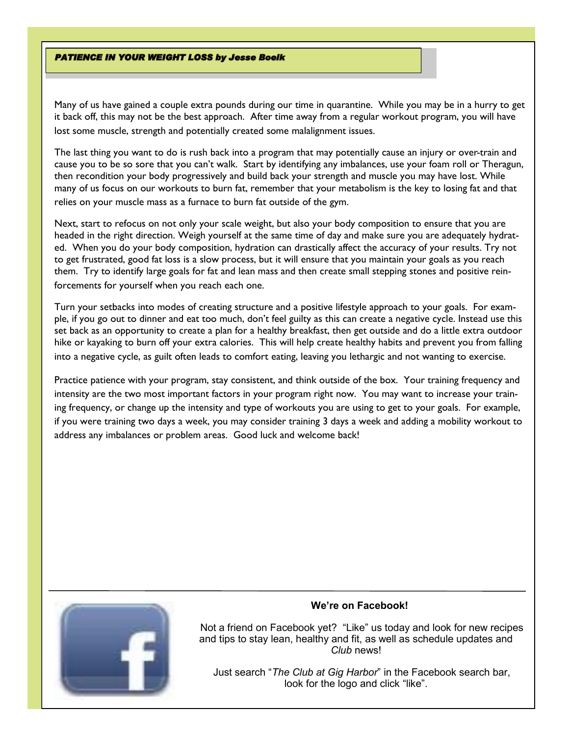## *PATIENCE IN YOUR WEIGHT LOSS by Jesse Boelk*

Many of us have gained a couple extra pounds during our time in quarantine. While you may be in a hurry to get it back off, this may not be the best approach. After time away from a regular workout program, you will have lost some muscle, strength and potentially created some malalignment issues.

The last thing you want to do is rush back into a program that may potentially cause an injury or over-train and cause you to be so sore that you can't walk. Start by identifying any imbalances, use your foam roll or Theragun, then recondition your body progressively and build back your strength and muscle you may have lost. While many of us focus on our workouts to burn fat, remember that your metabolism is the key to losing fat and that relies on your muscle mass as a furnace to burn fat outside of the gym.

Next, start to refocus on not only your scale weight, but also your body composition to ensure that you are headed in the right direction. Weigh yourself at the same time of day and make sure you are adequately hydrated. When you do your body composition, hydration can drastically affect the accuracy of your results. Try not to get frustrated, good fat loss is a slow process, but it will ensure that you maintain your goals as you reach them. Try to identify large goals for fat and lean mass and then create small stepping stones and positive reinforcements for yourself when you reach each one.

Turn your setbacks into modes of creating structure and a positive lifestyle approach to your goals. For example, if you go out to dinner and eat too much, don't feel guilty as this can create a negative cycle. Instead use this set back as an opportunity to create a plan for a healthy breakfast, then get outside and do a little extra outdoor hike or kayaking to burn off your extra calories. This will help create healthy habits and prevent you from falling into a negative cycle, as guilt often leads to comfort eating, leaving you lethargic and not wanting to exercise.

Practice patience with your program, stay consistent, and think outside of the box. Your training frequency and intensity are the two most important factors in your program right now. You may want to increase your training frequency, or change up the intensity and type of workouts you are using to get to your goals. For example, if you were training two days a week, you may consider training 3 days a week and adding a mobility workout to address any imbalances or problem areas. Good luck and welcome back!

---

**We're on Facebook!**

Not a friend on Facebook yet? "Like" us today and look for new recipes and tips to stay lean, healthy and fit, as well as schedule updates and *Club* news!

Just search "*The Club at Gig Harbor*" in the Facebook search bar, look for the logo and click "like".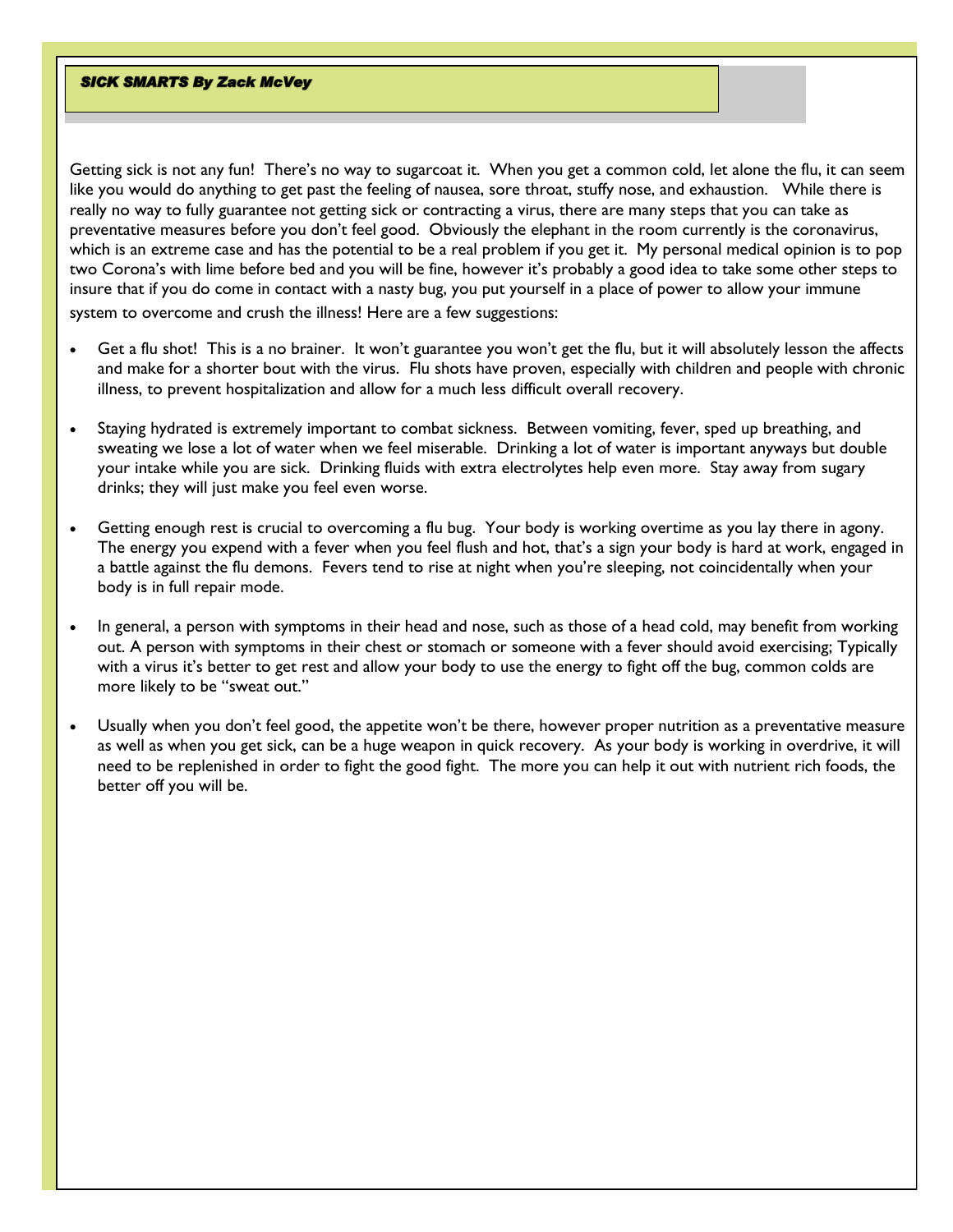## ***SICK SMARTS By Zack McVey***

Getting sick is not any fun! There's no way to sugarcoat it. When you get a common cold, let alone the flu, it can seem like you would do anything to get past the feeling of nausea, sore throat, stuffy nose, and exhaustion. While there is really no way to fully guarantee not getting sick or contracting a virus, there are many steps that you can take as preventative measures before you don't feel good. Obviously the elephant in the room currently is the coronavirus, which is an extreme case and has the potential to be a real problem if you get it. My personal medical opinion is to pop two Corona's with lime before bed and you will be fine, however it's probably a good idea to take some other steps to insure that if you do come in contact with a nasty bug, you put yourself in a place of power to allow your immune system to overcome and crush the illness! Here are a few suggestions:

- Get a flu shot! This is a no brainer. It won't guarantee you won't get the flu, but it will absolutely lesson the affects and make for a shorter bout with the virus. Flu shots have proven, especially with children and people with chronic illness, to prevent hospitalization and allow for a much less difficult overall recovery.
- Staying hydrated is extremely important to combat sickness. Between vomiting, fever, sped up breathing, and sweating we lose a lot of water when we feel miserable. Drinking a lot of water is important anyways but double your intake while you are sick. Drinking fluids with extra electrolytes help even more. Stay away from sugary drinks; they will just make you feel even worse.
- Getting enough rest is crucial to overcoming a flu bug. Your body is working overtime as you lay there in agony. The energy you expend with a fever when you feel flush and hot, that's a sign your body is hard at work, engaged in a battle against the flu demons. Fevers tend to rise at night when you're sleeping, not coincidentally when your body is in full repair mode.
- In general, a person with symptoms in their head and nose, such as those of a head cold, may benefit from working out. A person with symptoms in their chest or stomach or someone with a fever should avoid exercising; Typically with a virus it's better to get rest and allow your body to use the energy to fight off the bug, common colds are more likely to be "sweat out."
- Usually when you don't feel good, the appetite won't be there, however proper nutrition as a preventative measure as well as when you get sick, can be a huge weapon in quick recovery. As your body is working in overdrive, it will need to be replenished in order to fight the good fight. The more you can help it out with nutrient rich foods, the better off you will be.